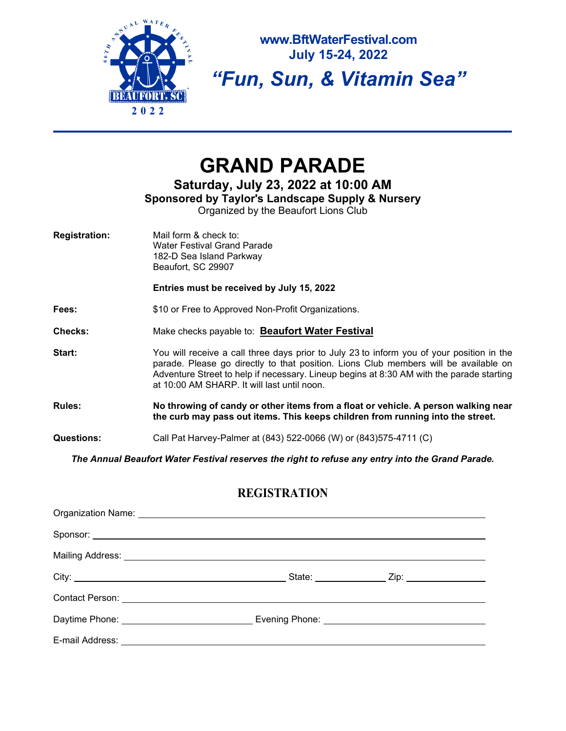www.BftWaterFestival.com
July 15-24, 2022

*"Fun, Sun, & Vitamin Sea"*

# GRAND PARADE

**Saturday, July 23, 2022 at 10:00 AM**

**Sponsored by Taylor's Landscape Supply & Nursery**

Organized by the Beaufort Lions Club

**Registration:** Mail form & check to:
Water Festival Grand Parade
182-D Sea Island Parkway
Beaufort, SC 29907

**Entries must be received by July 15, 2022**

**Fees:** $10 or Free to Approved Non-Profit Organizations.

**Checks:** Make checks payable to: **Beaufort Water Festival**

**Start:** You will receive a call three days prior to July 23 to inform you of your position in the parade. Please go directly to that position. Lions Club members will be available on Adventure Street to help if necessary. Lineup begins at 8:30 AM with the parade starting at 10:00 AM SHARP. It will last until noon.

**Rules:** **No throwing of candy or other items from a float or vehicle. A person walking near the curb may pass out items. This keeps children from running into the street.**

**Questions:** Call Pat Harvey-Palmer at (843) 522-0066 (W) or (843)575-4711 (C)

***The Annual Beaufort Water Festival reserves the right to refuse any entry into the Grand Parade.***

## REGISTRATION

Organization Name: ______________________________

Sponsor: ______________________________

Mailing Address: ______________________________

City: ____________________ State: __________ Zip: __________

Contact Person: ______________________________

Daytime Phone: ______________ Evening Phone: ______________

E-mail Address: ______________________________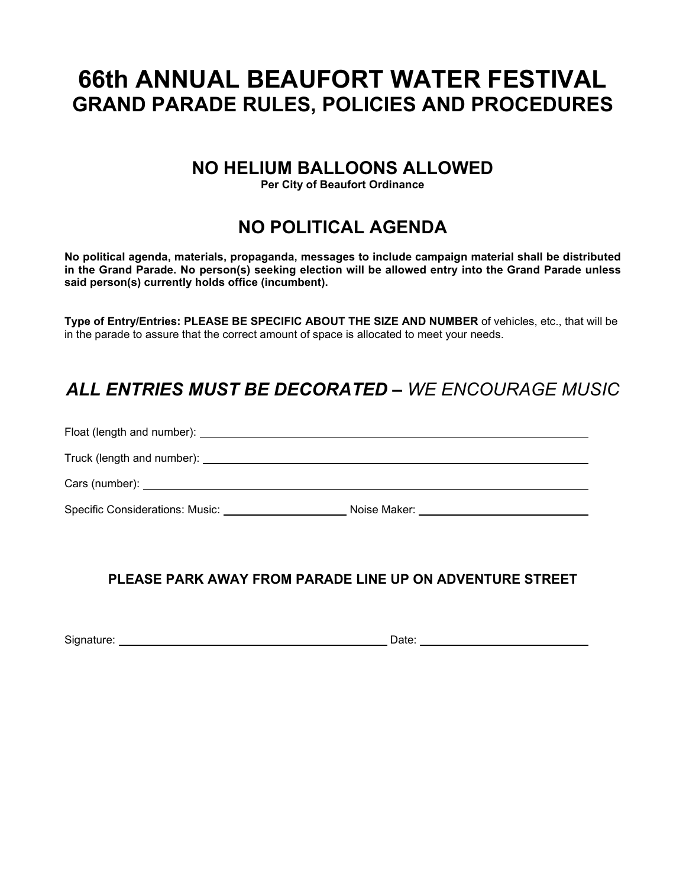# 66th ANNUAL BEAUFORT WATER FESTIVAL
## GRAND PARADE RULES, POLICIES AND PROCEDURES

### NO HELIUM BALLOONS ALLOWED

**Per City of Beaufort Ordinance**

### NO POLITICAL AGENDA

**No political agenda, materials, propaganda, messages to include campaign material shall be distributed in the Grand Parade. No person(s) seeking election will be allowed entry into the Grand Parade unless said person(s) currently holds office (incumbent).**

**Type of Entry/Entries: PLEASE BE SPECIFIC ABOUT THE SIZE AND NUMBER** of vehicles, etc., that will be in the parade to assure that the correct amount of space is allocated to meet your needs.

## *ALL ENTRIES MUST BE DECORATED – WE ENCOURAGE MUSIC*

Float (length and number): ______________________________

Truck (length and number): ______________________________

Cars (number): ______________________________

Specific Considerations: Music: ____________ Noise Maker: ______________

**PLEASE PARK AWAY FROM PARADE LINE UP ON ADVENTURE STREET**

Signature: ______________________________ Date: ______________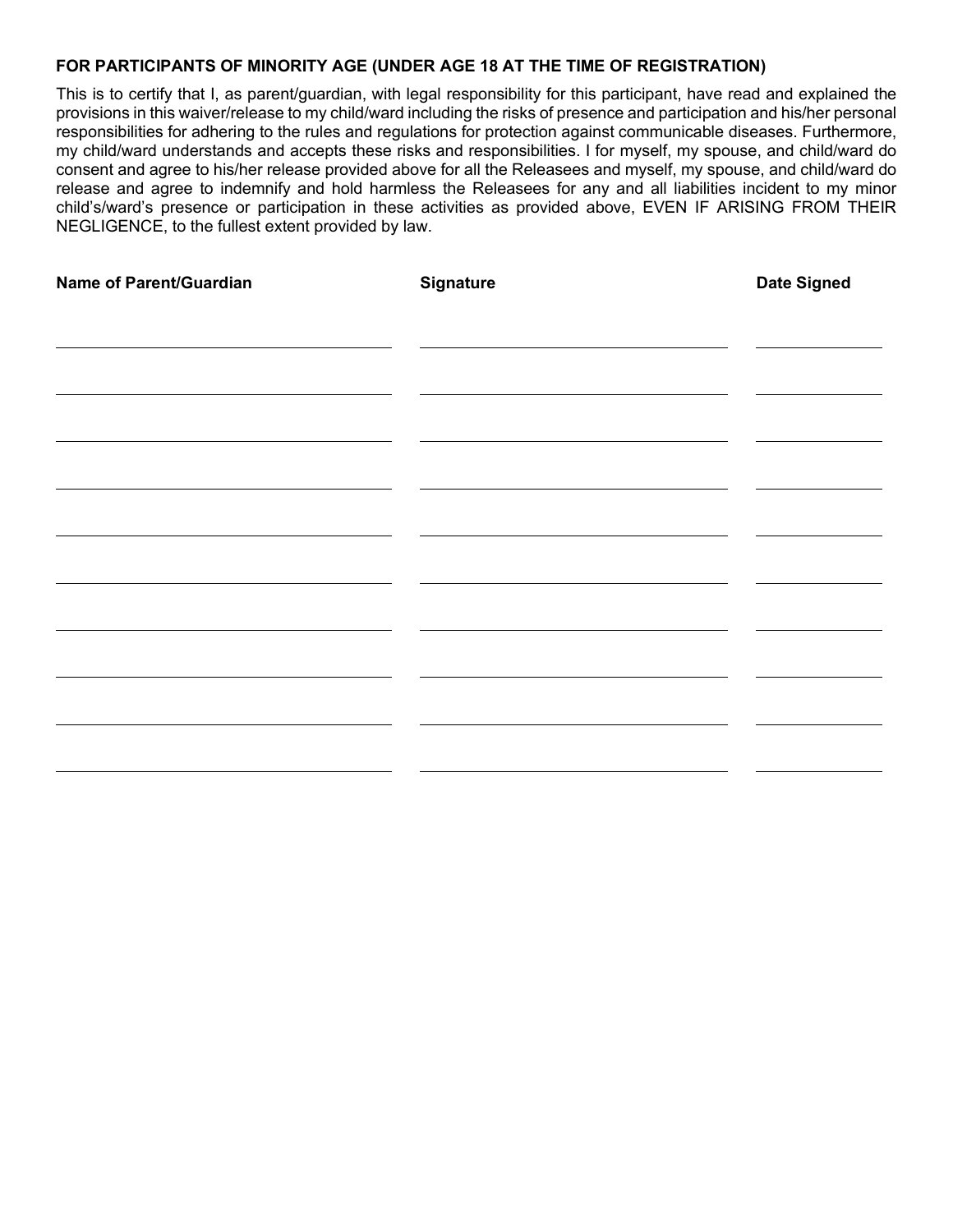**FOR PARTICIPANTS OF MINORITY AGE (UNDER AGE 18 AT THE TIME OF REGISTRATION)**

This is to certify that I, as parent/guardian, with legal responsibility for this participant, have read and explained the provisions in this waiver/release to my child/ward including the risks of presence and participation and his/her personal responsibilities for adhering to the rules and regulations for protection against communicable diseases. Furthermore, my child/ward understands and accepts these risks and responsibilities. I for myself, my spouse, and child/ward do consent and agree to his/her release provided above for all the Releasees and myself, my spouse, and child/ward do release and agree to indemnify and hold harmless the Releasees for any and all liabilities incident to my minor child's/ward's presence or participation in these activities as provided above, EVEN IF ARISING FROM THEIR NEGLIGENCE, to the fullest extent provided by law.

| Name of Parent/Guardian | Signature | Date Signed |
| --- | --- | --- |
| | | |
| | | |
| | | |
| | | |
| | | |
| | | |
| | | |
| | | |
| | | |
| | | |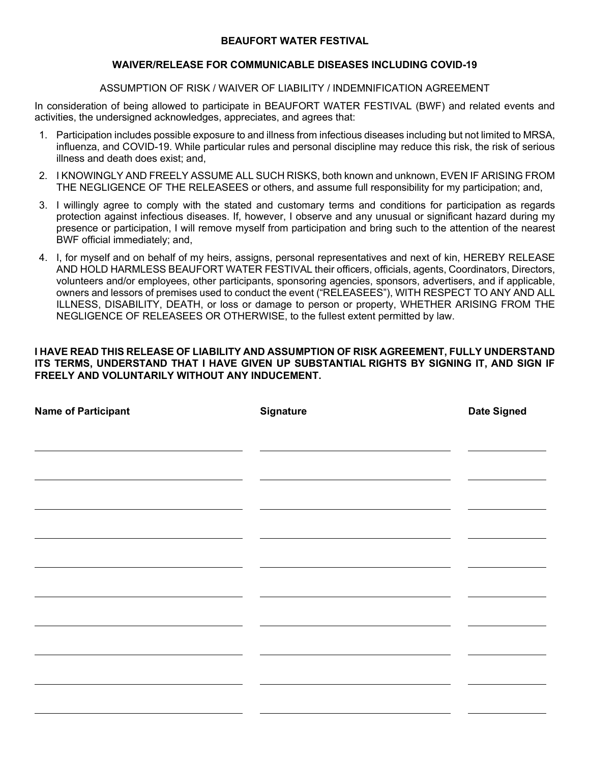**BEAUFORT WATER FESTIVAL**

**WAIVER/RELEASE FOR COMMUNICABLE DISEASES INCLUDING COVID-19**

ASSUMPTION OF RISK / WAIVER OF LIABILITY / INDEMNIFICATION AGREEMENT

In consideration of being allowed to participate in BEAUFORT WATER FESTIVAL (BWF) and related events and activities, the undersigned acknowledges, appreciates, and agrees that:

1. Participation includes possible exposure to and illness from infectious diseases including but not limited to MRSA, influenza, and COVID-19. While particular rules and personal discipline may reduce this risk, the risk of serious illness and death does exist; and,
2. I KNOWINGLY AND FREELY ASSUME ALL SUCH RISKS, both known and unknown, EVEN IF ARISING FROM THE NEGLIGENCE OF THE RELEASEES or others, and assume full responsibility for my participation; and,
3. I willingly agree to comply with the stated and customary terms and conditions for participation as regards protection against infectious diseases. If, however, I observe and any unusual or significant hazard during my presence or participation, I will remove myself from participation and bring such to the attention of the nearest BWF official immediately; and,
4. I, for myself and on behalf of my heirs, assigns, personal representatives and next of kin, HEREBY RELEASE AND HOLD HARMLESS BEAUFORT WATER FESTIVAL their officers, officials, agents, Coordinators, Directors, volunteers and/or employees, other participants, sponsoring agencies, sponsors, advertisers, and if applicable, owners and lessors of premises used to conduct the event ("RELEASEES"), WITH RESPECT TO ANY AND ALL ILLNESS, DISABILITY, DEATH, or loss or damage to person or property, WHETHER ARISING FROM THE NEGLIGENCE OF RELEASEES OR OTHERWISE, to the fullest extent permitted by law.

**I HAVE READ THIS RELEASE OF LIABILITY AND ASSUMPTION OF RISK AGREEMENT, FULLY UNDERSTAND ITS TERMS, UNDERSTAND THAT I HAVE GIVEN UP SUBSTANTIAL RIGHTS BY SIGNING IT, AND SIGN IF FREELY AND VOLUNTARILY WITHOUT ANY INDUCEMENT.**

| Name of Participant | Signature | Date Signed |
|---|---|---|
| | | |
| | | |
| | | |
| | | |
| | | |
| | | |
| | | |
| | | |
| | | |
| | | |